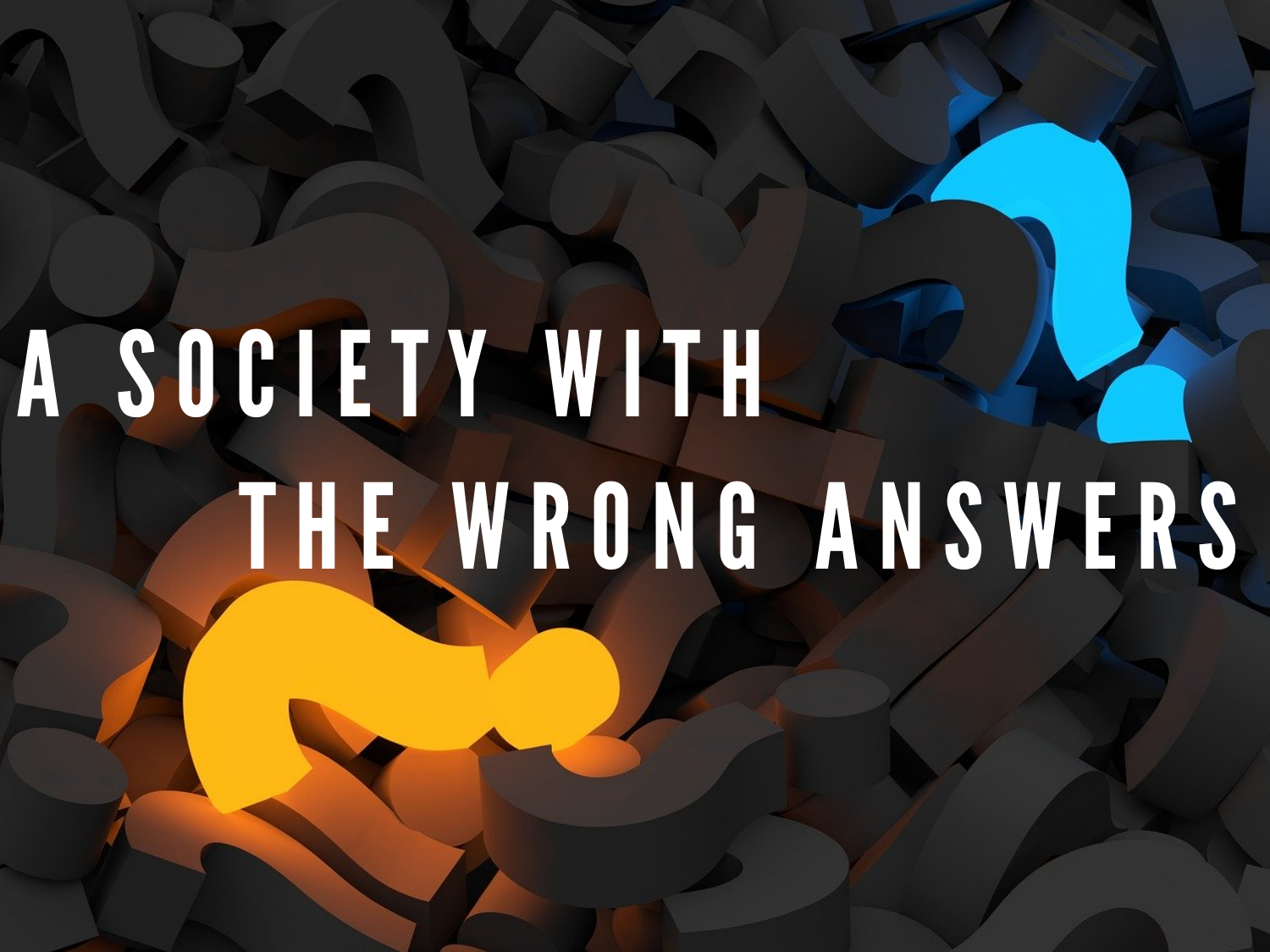# A SOCIETY WITH THE WRONG ANSWERS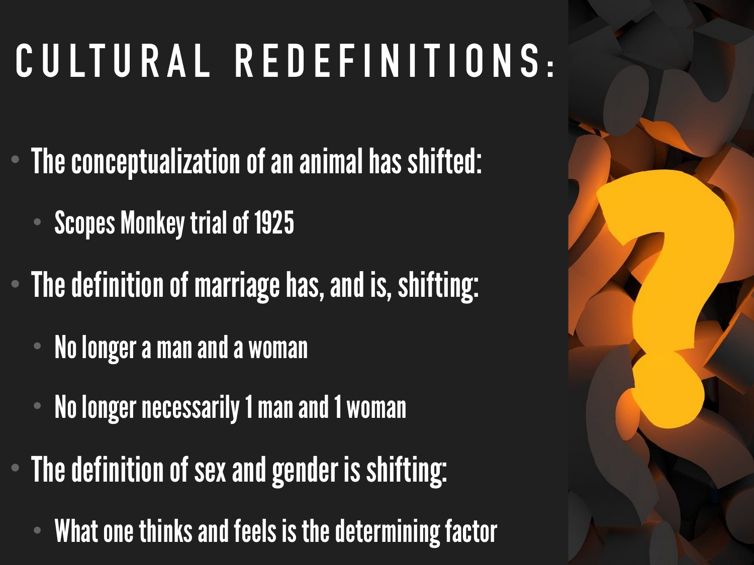# CULTURAL REDEFINITIONS:

- The conceptualization of an animal has shifted:
  - Scopes Monkey trial of 1925
- The definition of marriage has, and is, shifting:
  - No longer a man and a woman
  - No longer necessarily 1 man and 1 woman
- The definition of sex and gender is shifting:
  - What one thinks and feels is the determining factor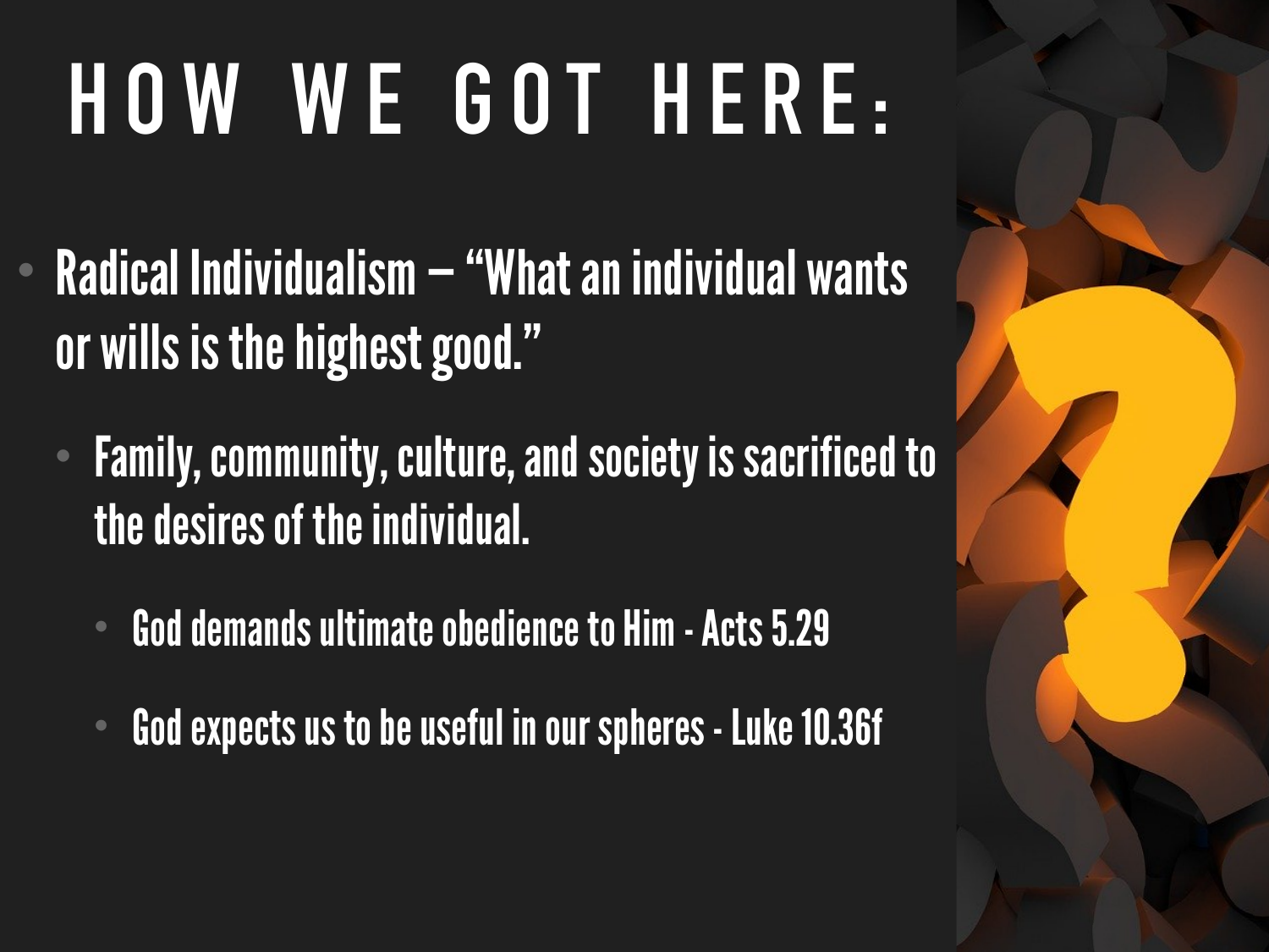# HOW WE GOT HERE:

- Radical Individualism – "What an individual wants or wills is the highest good."
  - Family, community, culture, and society is sacrificed to the desires of the individual.
    - God demands ultimate obedience to Him - Acts 5.29
    - God expects us to be useful in our spheres - Luke 10.36f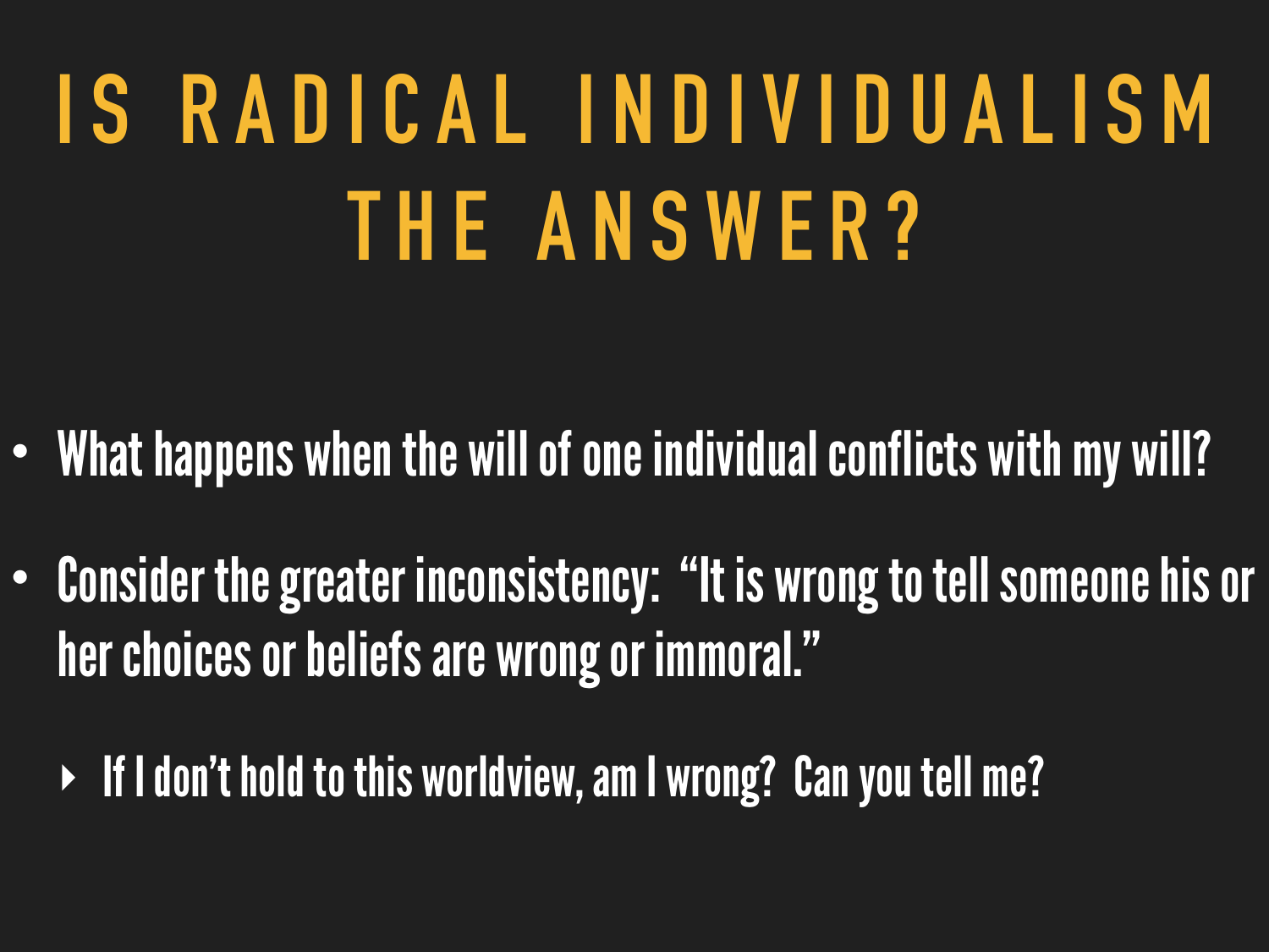# IS RADICAL INDIVIDUALISM THE ANSWER?

- What happens when the will of one individual conflicts with my will?
- Consider the greater inconsistency: "It is wrong to tell someone his or her choices or beliefs are wrong or immoral."
  - If I don't hold to this worldview, am I wrong? Can you tell me?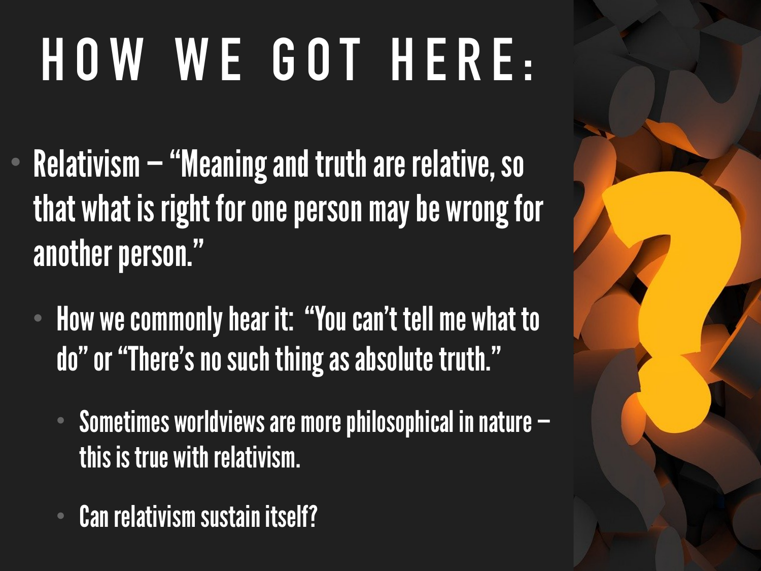# HOW WE GOT HERE:

- Relativism – "Meaning and truth are relative, so that what is right for one person may be wrong for another person."
  - How we commonly hear it: "You can't tell me what to do" or "There's no such thing as absolute truth."
    - Sometimes worldviews are more philosophical in nature – this is true with relativism.
    - Can relativism sustain itself?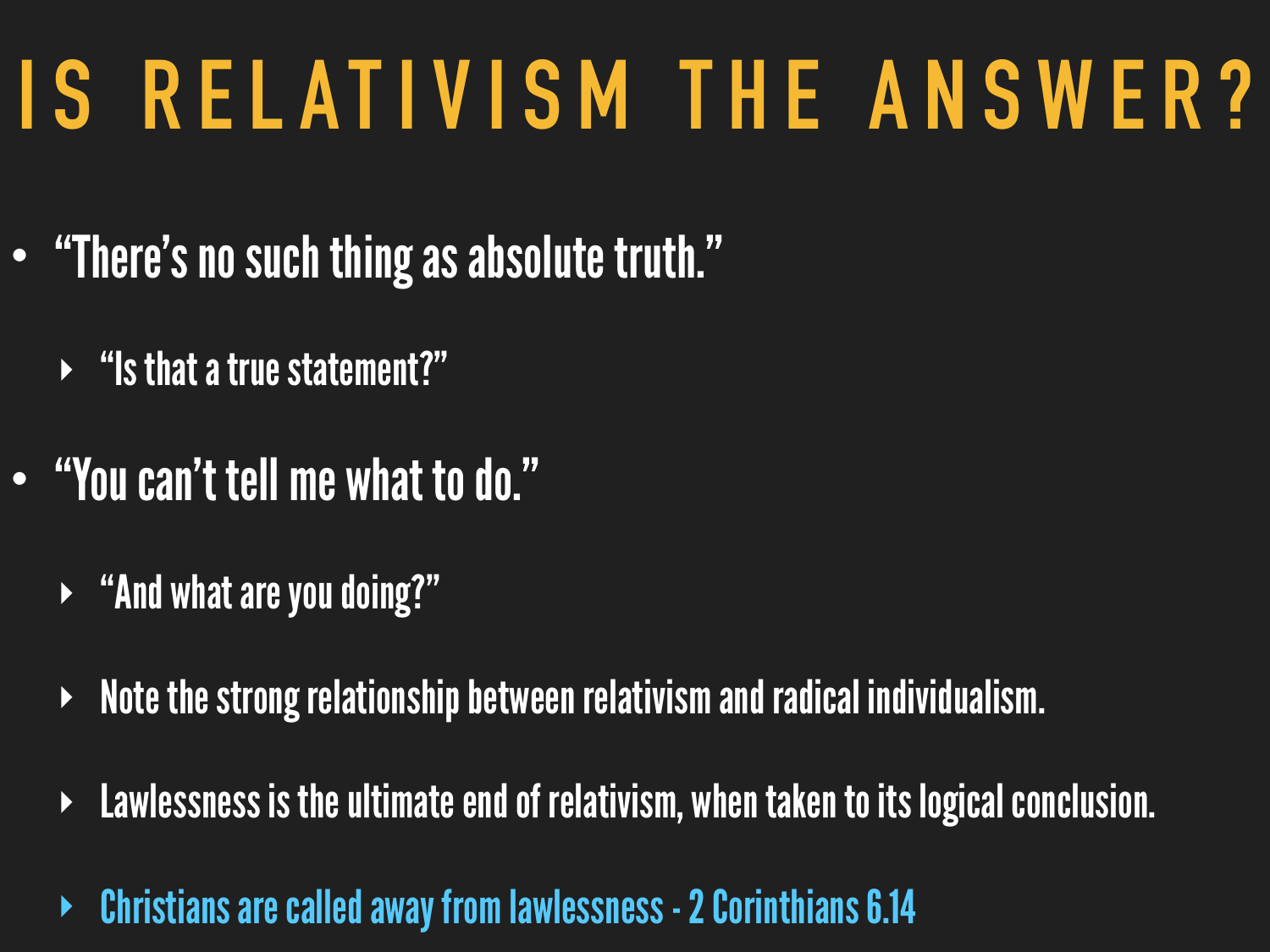# IS RELATIVISM THE ANSWER?

- "There's no such thing as absolute truth."
  - "Is that a true statement?"
- "You can't tell me what to do."
  - "And what are you doing?"
  - Note the strong relationship between relativism and radical individualism.
  - Lawlessness is the ultimate end of relativism, when taken to its logical conclusion.
  - Christians are called away from lawlessness - 2 Corinthians 6.14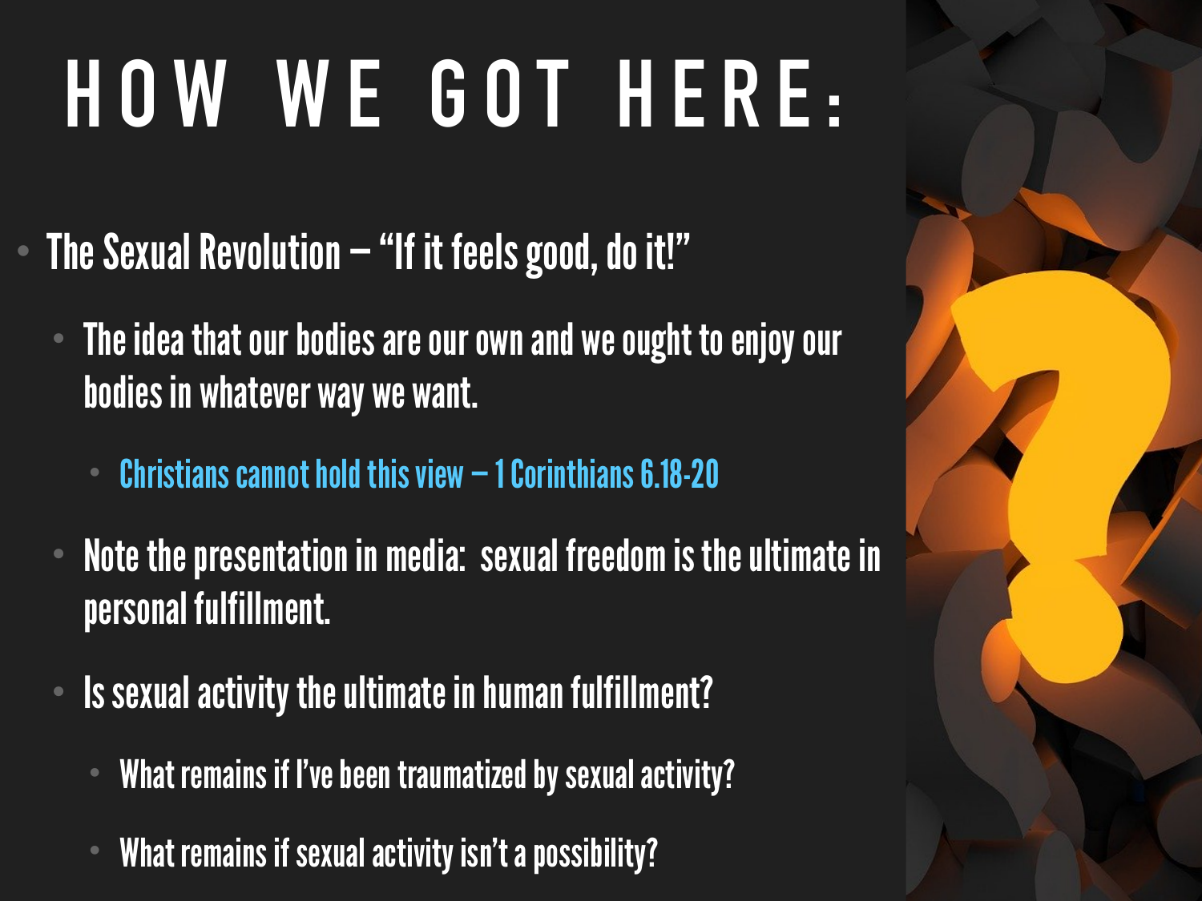# HOW WE GOT HERE:

- The Sexual Revolution – "If it feels good, do it!"
  - The idea that our bodies are our own and we ought to enjoy our bodies in whatever way we want.
    - Christians cannot hold this view – 1 Corinthians 6.18-20
  - Note the presentation in media: sexual freedom is the ultimate in personal fulfillment.
  - Is sexual activity the ultimate in human fulfillment?
    - What remains if I've been traumatized by sexual activity?
    - What remains if sexual activity isn't a possibility?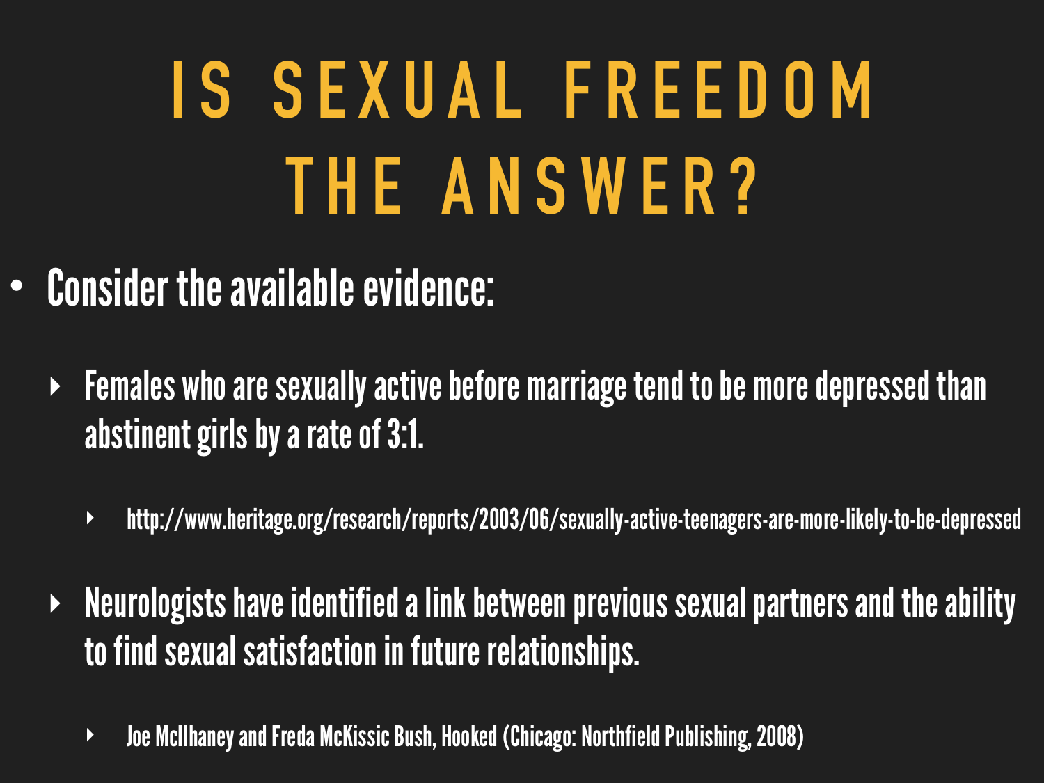# IS SEXUAL FREEDOM THE ANSWER?

- Consider the available evidence:
  - Females who are sexually active before marriage tend to be more depressed than abstinent girls by a rate of 3:1.
    - http://www.heritage.org/research/reports/2003/06/sexually-active-teenagers-are-more-likely-to-be-depressed
  - Neurologists have identified a link between previous sexual partners and the ability to find sexual satisfaction in future relationships.
    - Joe McIlhaney and Freda McKissic Bush, Hooked (Chicago: Northfield Publishing, 2008)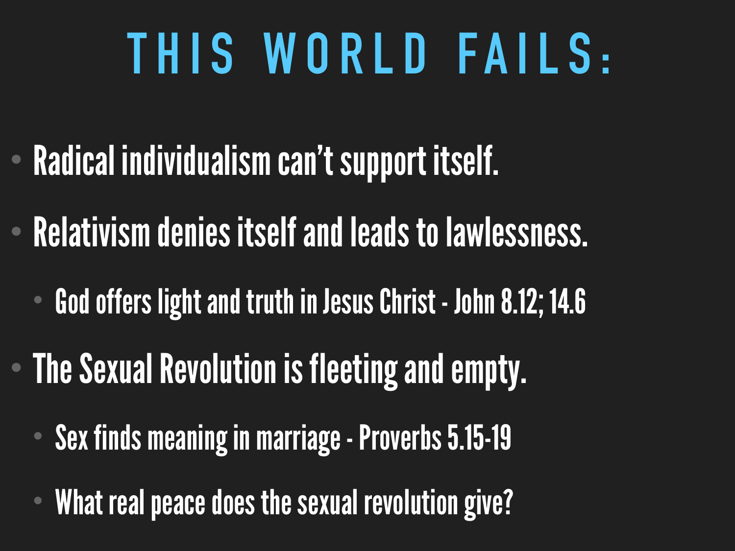# THIS WORLD FAILS:

- Radical individualism can’t support itself.
- Relativism denies itself and leads to lawlessness.
  - God offers light and truth in Jesus Christ - John 8.12; 14.6
- The Sexual Revolution is fleeting and empty.
  - Sex finds meaning in marriage - Proverbs 5.15-19
  - What real peace does the sexual revolution give?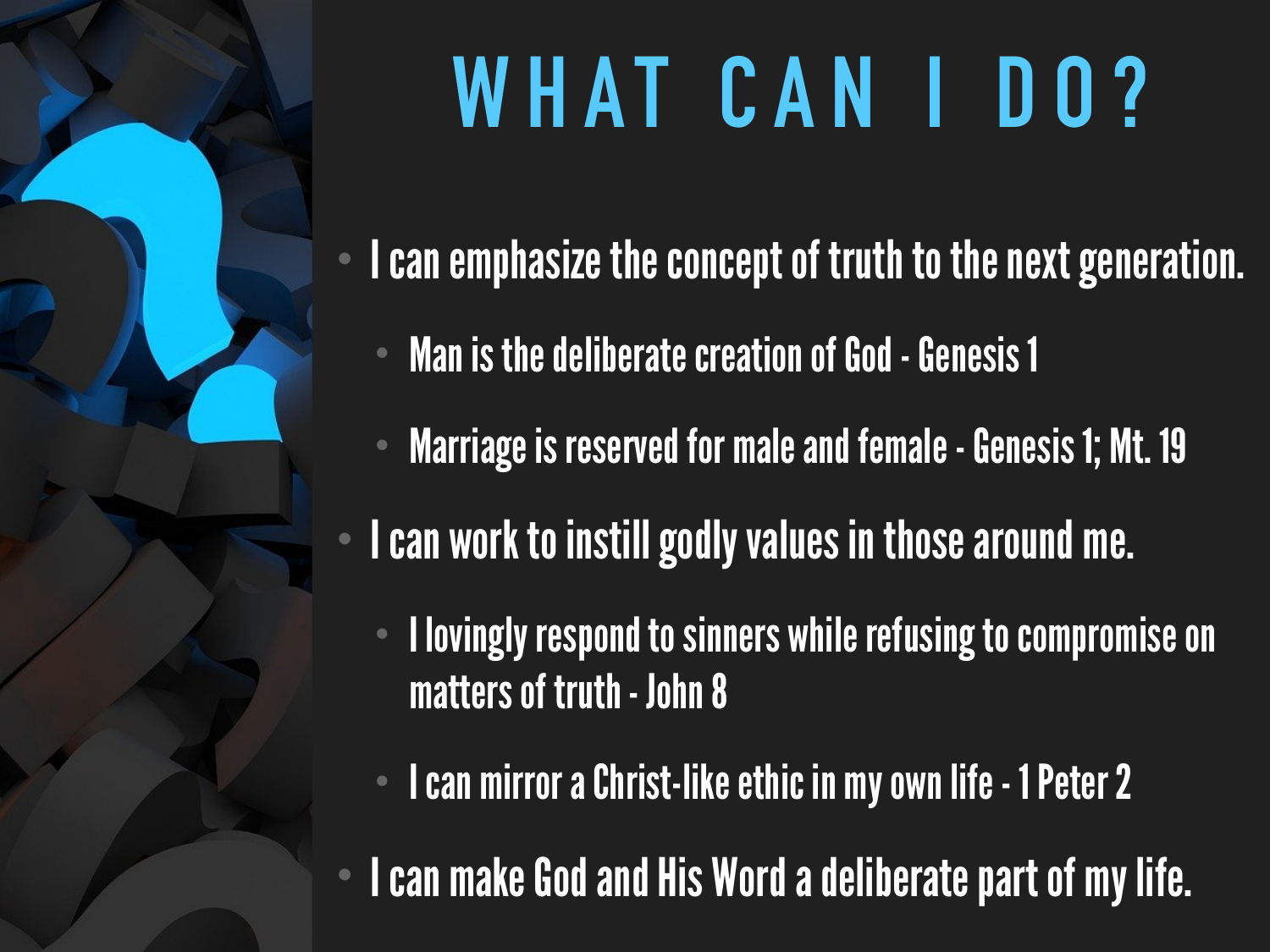# WHAT CAN I DO?

- I can emphasize the concept of truth to the next generation.
  - Man is the deliberate creation of God - Genesis 1
  - Marriage is reserved for male and female - Genesis 1; Mt. 19
- I can work to instill godly values in those around me.
  - I lovingly respond to sinners while refusing to compromise on matters of truth - John 8
  - I can mirror a Christ-like ethic in my own life - 1 Peter 2
- I can make God and His Word a deliberate part of my life.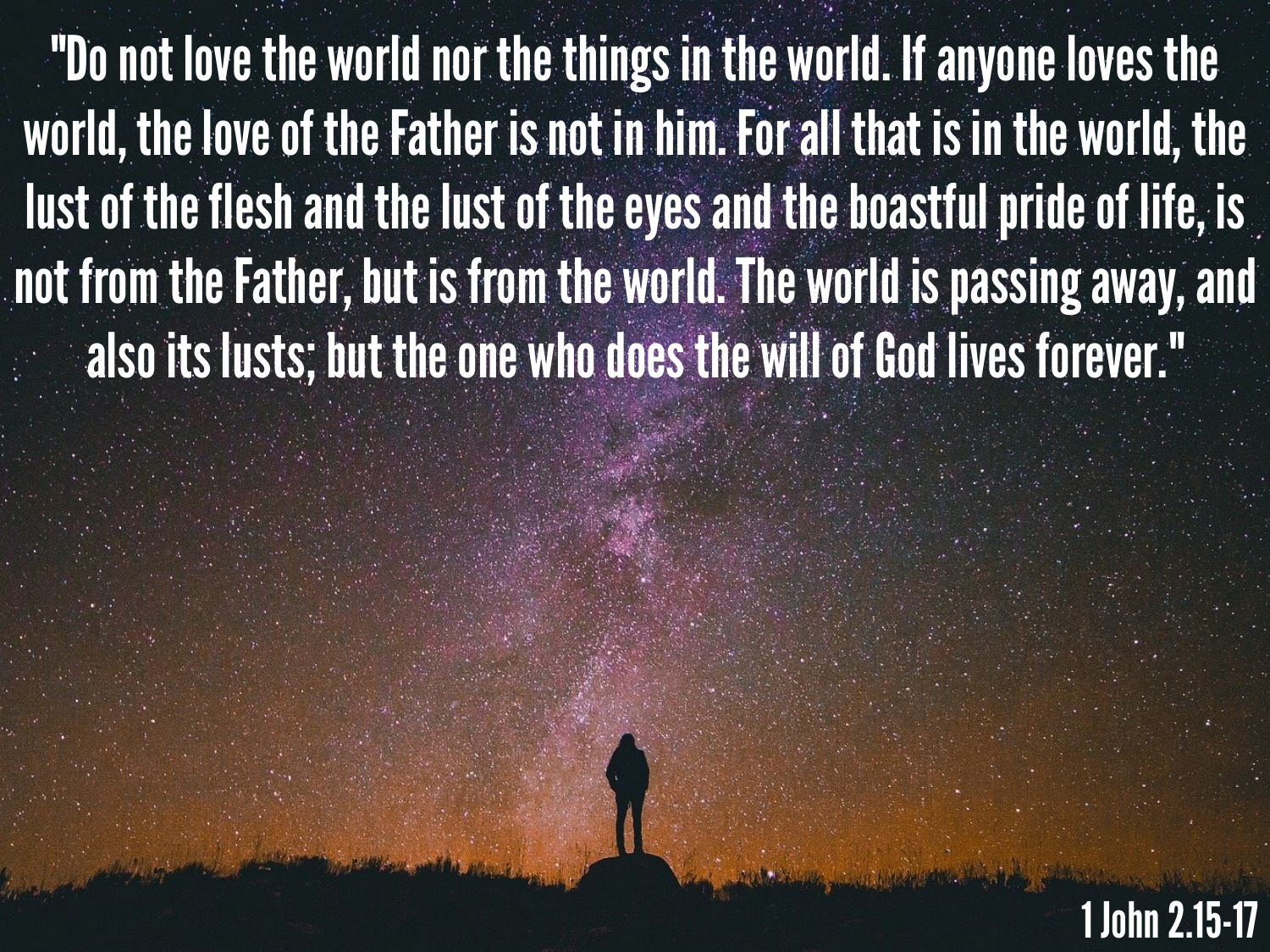"Do not love the world nor the things in the world. If anyone loves the world, the love of the Father is not in him. For all that is in the world, the lust of the flesh and the lust of the eyes and the boastful pride of life, is not from the Father, but is from the world. The world is passing away, and also its lusts; but the one who does the will of God lives forever."

1 John 2.15-17